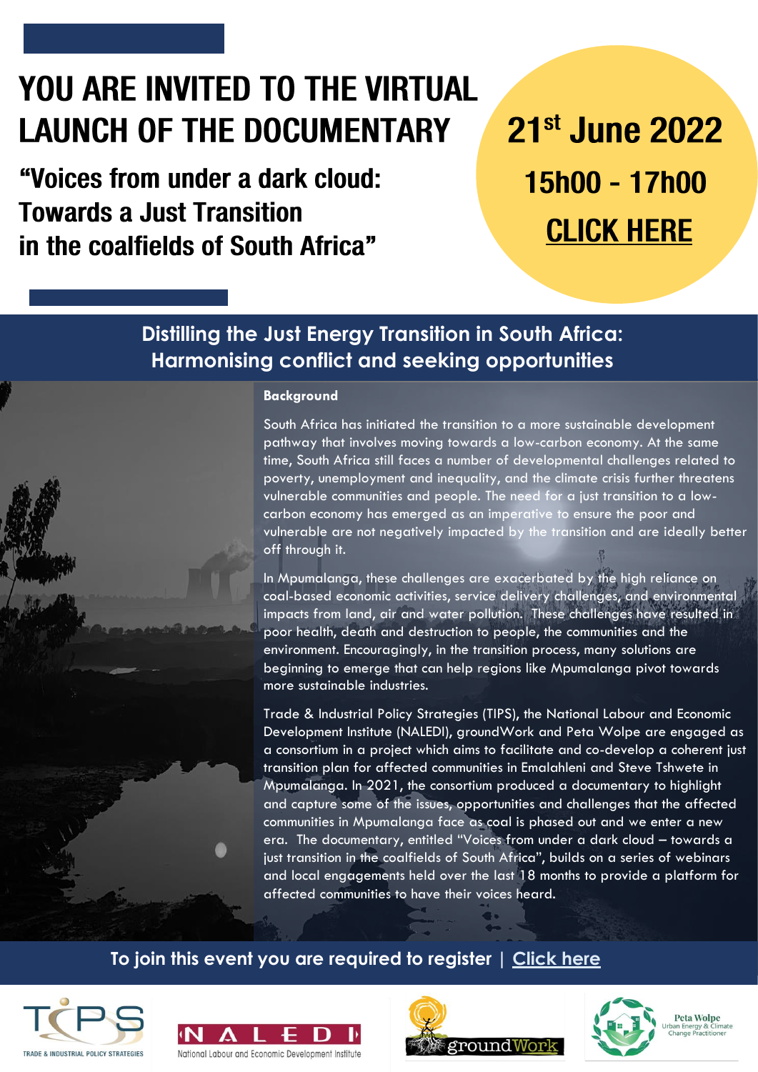# YOU ARE INVITED TO THE VIRTUAL LAUNCH OF THE DOCUMENTARY

## "Voices from under a dark cloud: Towards a Just Transition in the coalfields of South Africa"

**21st June 2022**

**15h00 - 17h00**

**CLICK HERE**

## Distilling the Just Energy Transition in South Africa: Harmonising conflict and seeking opportunities

**Background**

South Africa has initiated the transition to a more sustainable development pathway that involves moving towards a low-carbon economy. At the same time, South Africa still faces a number of developmental challenges related to poverty, unemployment and inequality, and the climate crisis further threatens vulnerable communities and people. The need for a just transition to a low-carbon economy has emerged as an imperative to ensure the poor and vulnerable are not negatively impacted by the transition and are ideally better off through it.

In Mpumalanga, these challenges are exacerbated by the high reliance on coal-based economic activities, service delivery challenges, and environmental impacts from land, air and water pollution. These challenges have resulted in poor health, death and destruction to people, the communities and the environment. Encouragingly, in the transition process, many solutions are beginning to emerge that can help regions like Mpumalanga pivot towards more sustainable industries.

Trade & Industrial Policy Strategies (TIPS), the National Labour and Economic Development Institute (NALEDI), groundWork and Peta Wolpe are engaged as a consortium in a project which aims to facilitate and co-develop a coherent just transition plan for affected communities in Emalahleni and Steve Tshwete in Mpumalanga. In 2021, the consortium produced a documentary to highlight and capture some of the issues, opportunities and challenges that the affected communities in Mpumalanga face as coal is phased out and we enter a new era. The documentary, entitled "Voices from under a dark cloud – towards a just transition in the coalfields of South Africa", builds on a series of webinars and local engagements held over the last 18 months to provide a platform for affected communities to have their voices heard.

**To join this event you are required to register | Click here**

TIPS – TRADE & INDUSTRIAL POLICY STRATEGIES | NALEDI – National Labour and Economic Development Institute | groundWork | Peta Wolpe – Urban Energy & Climate Change Practitioner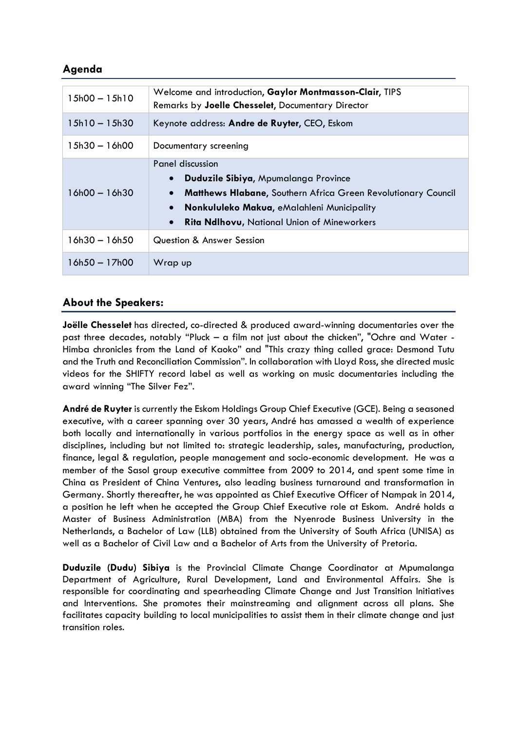## Agenda

| | |
|---|---|
| 15h00 – 15h10 | Welcome and introduction, **Gaylor Montmasson-Clair**, TIPS<br>Remarks by **Joelle Chesselet**, Documentary Director |
| 15h10 – 15h30 | Keynote address: **Andre de Ruyter**, CEO, Eskom |
| 15h30 – 16h00 | Documentary screening |
| 16h00 – 16h30 | Panel discussion<br>• **Duduzile Sibiya**, Mpumalanga Province<br>• **Matthews Hlabane**, Southern Africa Green Revolutionary Council<br>• **Nonkululeko Makua**, eMalahleni Municipality<br>• **Rita Ndlhovu**, National Union of Mineworkers |
| 16h30 – 16h50 | Question & Answer Session |
| 16h50 – 17h00 | Wrap up |

## About the Speakers:

**Joëlle Chesselet** has directed, co-directed & produced award-winning documentaries over the past three decades, notably "Pluck – a film not just about the chicken", "Ochre and Water - Himba chronicles from the Land of Kaoko" and "This crazy thing called grace: Desmond Tutu and the Truth and Reconciliation Commission". In collaboration with Lloyd Ross, she directed music videos for the SHIFTY record label as well as working on music documentaries including the award winning "The Silver Fez".

**André de Ruyter** is currently the Eskom Holdings Group Chief Executive (GCE). Being a seasoned executive, with a career spanning over 30 years, André has amassed a wealth of experience both locally and internationally in various portfolios in the energy space as well as in other disciplines, including but not limited to: strategic leadership, sales, manufacturing, production, finance, legal & regulation, people management and socio-economic development. He was a member of the Sasol group executive committee from 2009 to 2014, and spent some time in China as President of China Ventures, also leading business turnaround and transformation in Germany. Shortly thereafter, he was appointed as Chief Executive Officer of Nampak in 2014, a position he left when he accepted the Group Chief Executive role at Eskom. André holds a Master of Business Administration (MBA) from the Nyenrode Business University in the Netherlands, a Bachelor of Law (LLB) obtained from the University of South Africa (UNISA) as well as a Bachelor of Civil Law and a Bachelor of Arts from the University of Pretoria.

**Duduzile (Dudu) Sibiya** is the Provincial Climate Change Coordinator at Mpumalanga Department of Agriculture, Rural Development, Land and Environmental Affairs. She is responsible for coordinating and spearheading Climate Change and Just Transition Initiatives and Interventions. She promotes their mainstreaming and alignment across all plans. She facilitates capacity building to local municipalities to assist them in their climate change and just transition roles.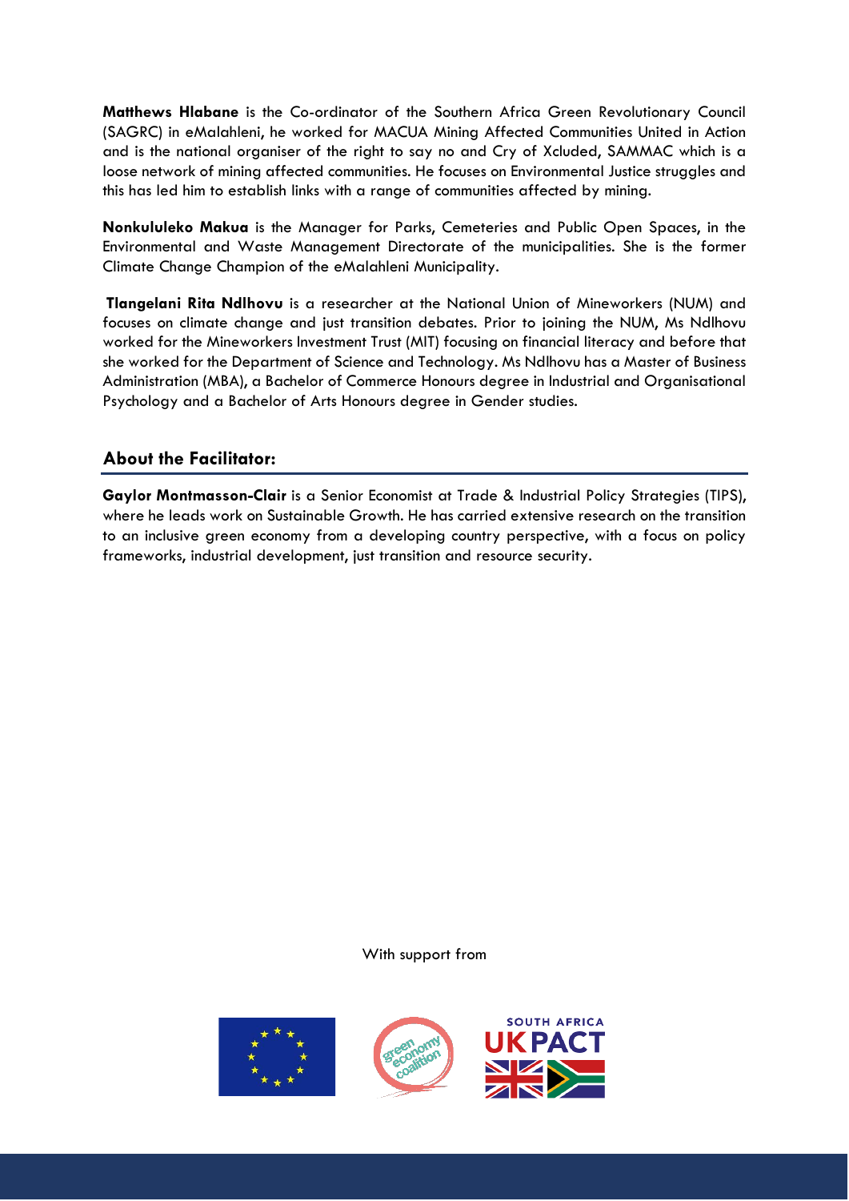**Matthews Hlabane** is the Co-ordinator of the Southern Africa Green Revolutionary Council (SAGRC) in eMalahleni, he worked for MACUA Mining Affected Communities United in Action and is the national organiser of the right to say no and Cry of Xcluded, SAMMAC which is a loose network of mining affected communities. He focuses on Environmental Justice struggles and this has led him to establish links with a range of communities affected by mining.

**Nonkululeko Makua** is the Manager for Parks, Cemeteries and Public Open Spaces, in the Environmental and Waste Management Directorate of the municipalities. She is the former Climate Change Champion of the eMalahleni Municipality.

**Tlangelani Rita Ndlhovu** is a researcher at the National Union of Mineworkers (NUM) and focuses on climate change and just transition debates. Prior to joining the NUM, Ms Ndlhovu worked for the Mineworkers Investment Trust (MIT) focusing on financial literacy and before that she worked for the Department of Science and Technology. Ms Ndlhovu has a Master of Business Administration (MBA), a Bachelor of Commerce Honours degree in Industrial and Organisational Psychology and a Bachelor of Arts Honours degree in Gender studies.

## About the Facilitator:

**Gaylor Montmasson-Clair** is a Senior Economist at Trade & Industrial Policy Strategies (TIPS), where he leads work on Sustainable Growth. He has carried extensive research on the transition to an inclusive green economy from a developing country perspective, with a focus on policy frameworks, industrial development, just transition and resource security.

With support from

green economy coalition

SOUTH AFRICA UK PACT